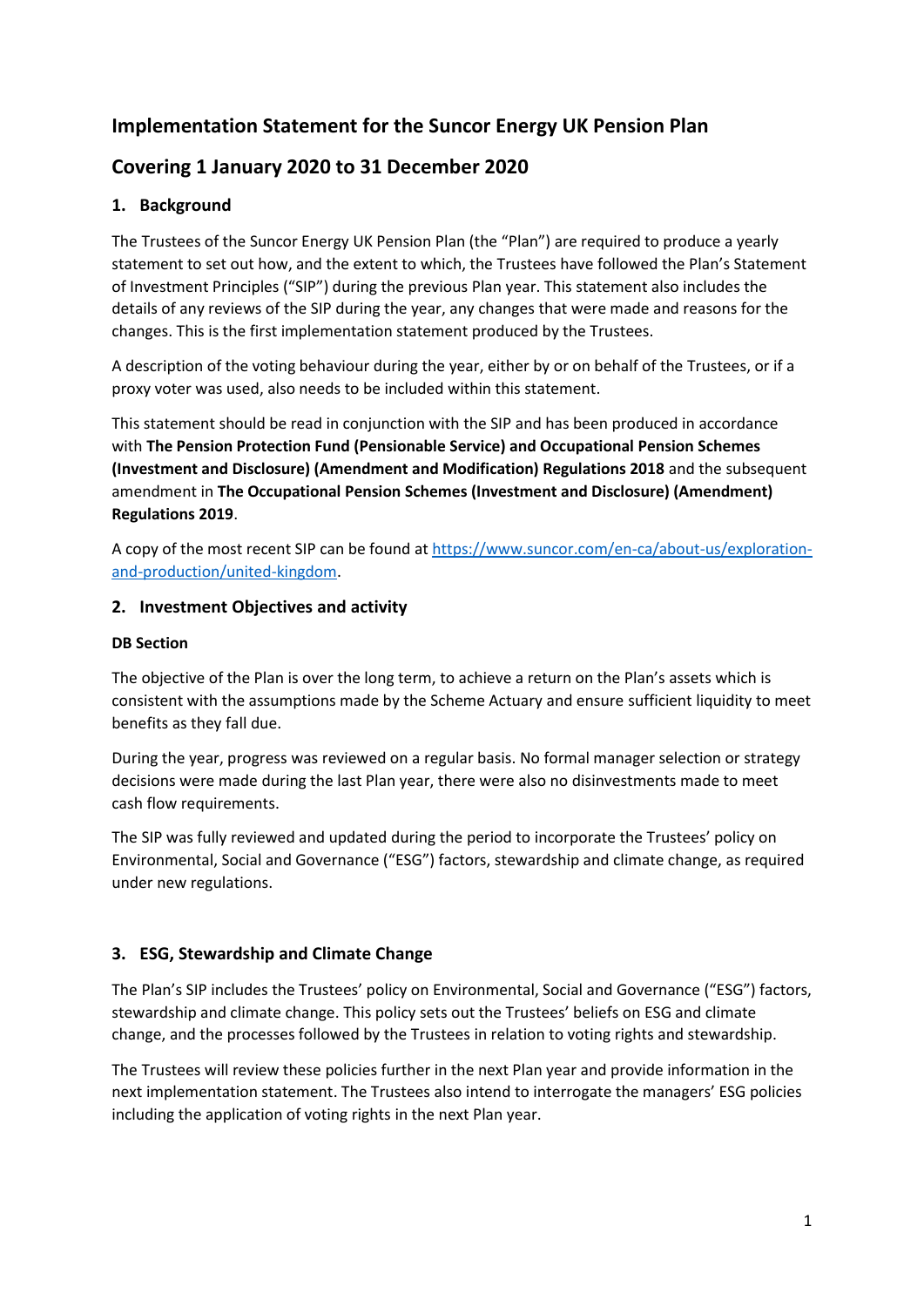# Implementation Statement for the Suncor Energy UK Pension Plan

# Covering 1 January 2020 to 31 December 2020

## 1. Background

The Trustees of the Suncor Energy UK Pension Plan (the "Plan") are required to produce a yearly statement to set out how, and the extent to which, the Trustees have followed the Plan's Statement of Investment Principles ("SIP") during the previous Plan year. This statement also includes the details of any reviews of the SIP during the year, any changes that were made and reasons for the changes. This is the first implementation statement produced by the Trustees.

A description of the voting behaviour during the year, either by or on behalf of the Trustees, or if a proxy voter was used, also needs to be included within this statement.

This statement should be read in conjunction with the SIP and has been produced in accordance with **The Pension Protection Fund (Pensionable Service) and Occupational Pension Schemes (Investment and Disclosure) (Amendment and Modification) Regulations 2018** and the subsequent amendment in **The Occupational Pension Schemes (Investment and Disclosure) (Amendment) Regulations 2019**.

A copy of the most recent SIP can be found at https://www.suncor.com/en-ca/about-us/exploration-and-production/united-kingdom.

## 2. Investment Objectives and activity

**DB Section**

The objective of the Plan is over the long term, to achieve a return on the Plan's assets which is consistent with the assumptions made by the Scheme Actuary and ensure sufficient liquidity to meet benefits as they fall due.

During the year, progress was reviewed on a regular basis. No formal manager selection or strategy decisions were made during the last Plan year, there were also no disinvestments made to meet cash flow requirements.

The SIP was fully reviewed and updated during the period to incorporate the Trustees' policy on Environmental, Social and Governance ("ESG") factors, stewardship and climate change, as required under new regulations.

## 3. ESG, Stewardship and Climate Change

The Plan's SIP includes the Trustees' policy on Environmental, Social and Governance ("ESG") factors, stewardship and climate change. This policy sets out the Trustees' beliefs on ESG and climate change, and the processes followed by the Trustees in relation to voting rights and stewardship.

The Trustees will review these policies further in the next Plan year and provide information in the next implementation statement. The Trustees also intend to interrogate the managers' ESG policies including the application of voting rights in the next Plan year.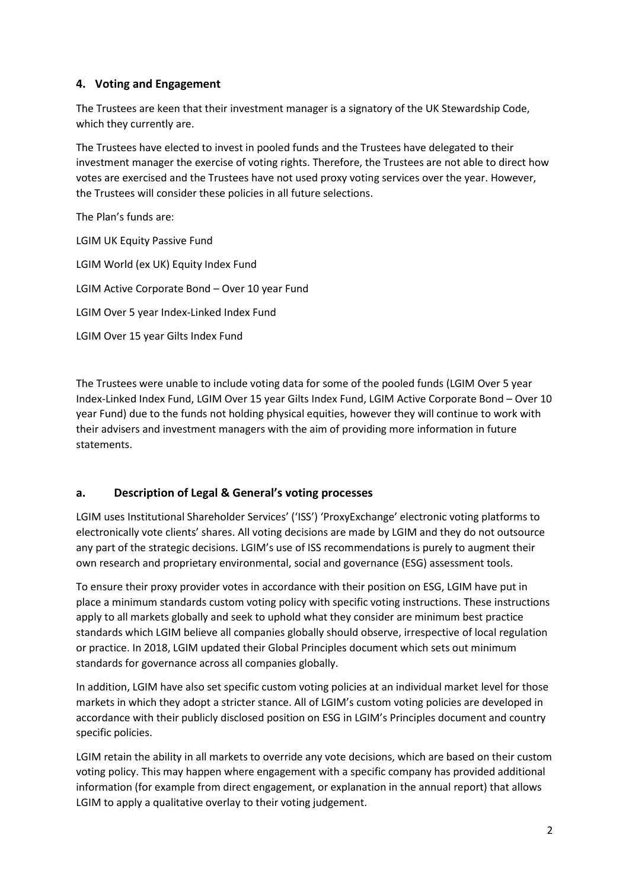## 4. Voting and Engagement

The Trustees are keen that their investment manager is a signatory of the UK Stewardship Code, which they currently are.

The Trustees have elected to invest in pooled funds and the Trustees have delegated to their investment manager the exercise of voting rights. Therefore, the Trustees are not able to direct how votes are exercised and the Trustees have not used proxy voting services over the year. However, the Trustees will consider these policies in all future selections.

The Plan's funds are:

LGIM UK Equity Passive Fund

LGIM World (ex UK) Equity Index Fund

LGIM Active Corporate Bond – Over 10 year Fund

LGIM Over 5 year Index-Linked Index Fund

LGIM Over 15 year Gilts Index Fund

The Trustees were unable to include voting data for some of the pooled funds (LGIM Over 5 year Index-Linked Index Fund, LGIM Over 15 year Gilts Index Fund, LGIM Active Corporate Bond – Over 10 year Fund) due to the funds not holding physical equities, however they will continue to work with their advisers and investment managers with the aim of providing more information in future statements.

### a. Description of Legal & General's voting processes

LGIM uses Institutional Shareholder Services' ('ISS') 'ProxyExchange' electronic voting platforms to electronically vote clients' shares. All voting decisions are made by LGIM and they do not outsource any part of the strategic decisions. LGIM's use of ISS recommendations is purely to augment their own research and proprietary environmental, social and governance (ESG) assessment tools.

To ensure their proxy provider votes in accordance with their position on ESG, LGIM have put in place a minimum standards custom voting policy with specific voting instructions. These instructions apply to all markets globally and seek to uphold what they consider are minimum best practice standards which LGIM believe all companies globally should observe, irrespective of local regulation or practice. In 2018, LGIM updated their Global Principles document which sets out minimum standards for governance across all companies globally.

In addition, LGIM have also set specific custom voting policies at an individual market level for those markets in which they adopt a stricter stance. All of LGIM's custom voting policies are developed in accordance with their publicly disclosed position on ESG in LGIM's Principles document and country specific policies.

LGIM retain the ability in all markets to override any vote decisions, which are based on their custom voting policy. This may happen where engagement with a specific company has provided additional information (for example from direct engagement, or explanation in the annual report) that allows LGIM to apply a qualitative overlay to their voting judgement.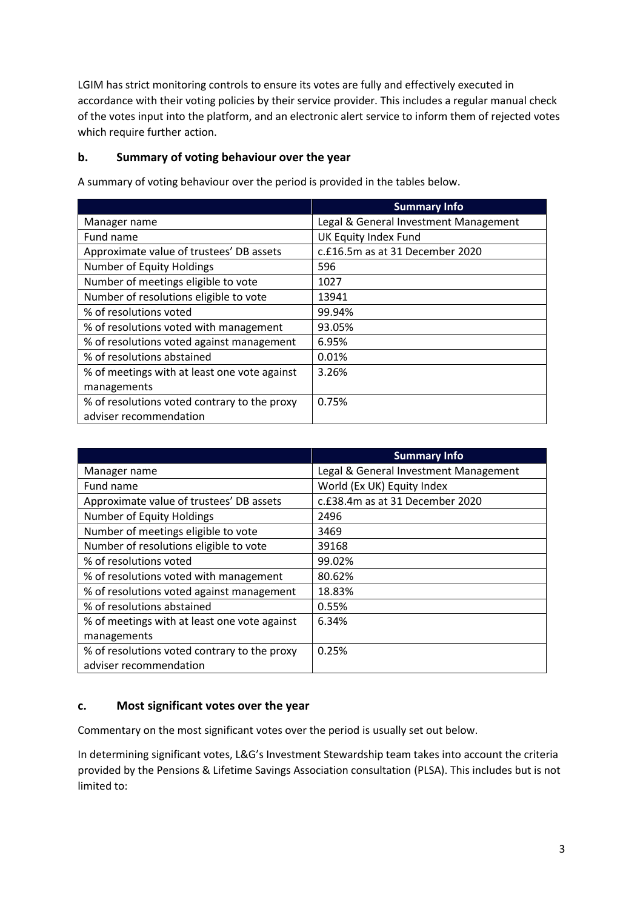LGIM has strict monitoring controls to ensure its votes are fully and effectively executed in accordance with their voting policies by their service provider. This includes a regular manual check of the votes input into the platform, and an electronic alert service to inform them of rejected votes which require further action.

### b. Summary of voting behaviour over the year

A summary of voting behaviour over the period is provided in the tables below.

| | Summary Info |
|---|---|
| Manager name | Legal & General Investment Management |
| Fund name | UK Equity Index Fund |
| Approximate value of trustees' DB assets | c.£16.5m as at 31 December 2020 |
| Number of Equity Holdings | 596 |
| Number of meetings eligible to vote | 1027 |
| Number of resolutions eligible to vote | 13941 |
| % of resolutions voted | 99.94% |
| % of resolutions voted with management | 93.05% |
| % of resolutions voted against management | 6.95% |
| % of resolutions abstained | 0.01% |
| % of meetings with at least one vote against managements | 3.26% |
| % of resolutions voted contrary to the proxy adviser recommendation | 0.75% |

| | Summary Info |
|---|---|
| Manager name | Legal & General Investment Management |
| Fund name | World (Ex UK) Equity Index |
| Approximate value of trustees' DB assets | c.£38.4m as at 31 December 2020 |
| Number of Equity Holdings | 2496 |
| Number of meetings eligible to vote | 3469 |
| Number of resolutions eligible to vote | 39168 |
| % of resolutions voted | 99.02% |
| % of resolutions voted with management | 80.62% |
| % of resolutions voted against management | 18.83% |
| % of resolutions abstained | 0.55% |
| % of meetings with at least one vote against managements | 6.34% |
| % of resolutions voted contrary to the proxy adviser recommendation | 0.25% |

### c. Most significant votes over the year

Commentary on the most significant votes over the period is usually set out below.

In determining significant votes, L&G's Investment Stewardship team takes into account the criteria provided by the Pensions & Lifetime Savings Association consultation (PLSA). This includes but is not limited to: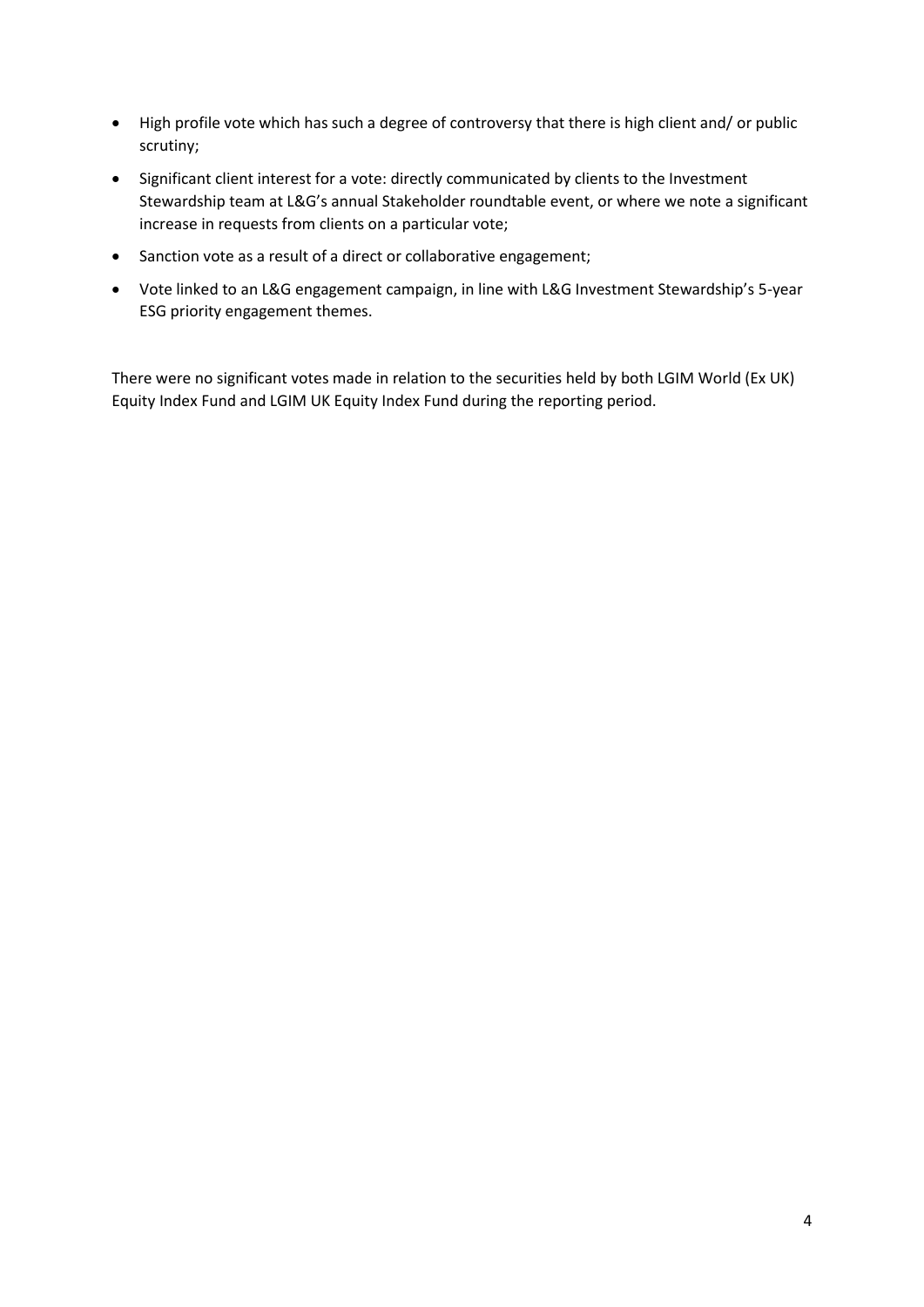- High profile vote which has such a degree of controversy that there is high client and/ or public scrutiny;
- Significant client interest for a vote: directly communicated by clients to the Investment Stewardship team at L&G's annual Stakeholder roundtable event, or where we note a significant increase in requests from clients on a particular vote;
- Sanction vote as a result of a direct or collaborative engagement;
- Vote linked to an L&G engagement campaign, in line with L&G Investment Stewardship's 5-year ESG priority engagement themes.

There were no significant votes made in relation to the securities held by both LGIM World (Ex UK) Equity Index Fund and LGIM UK Equity Index Fund during the reporting period.